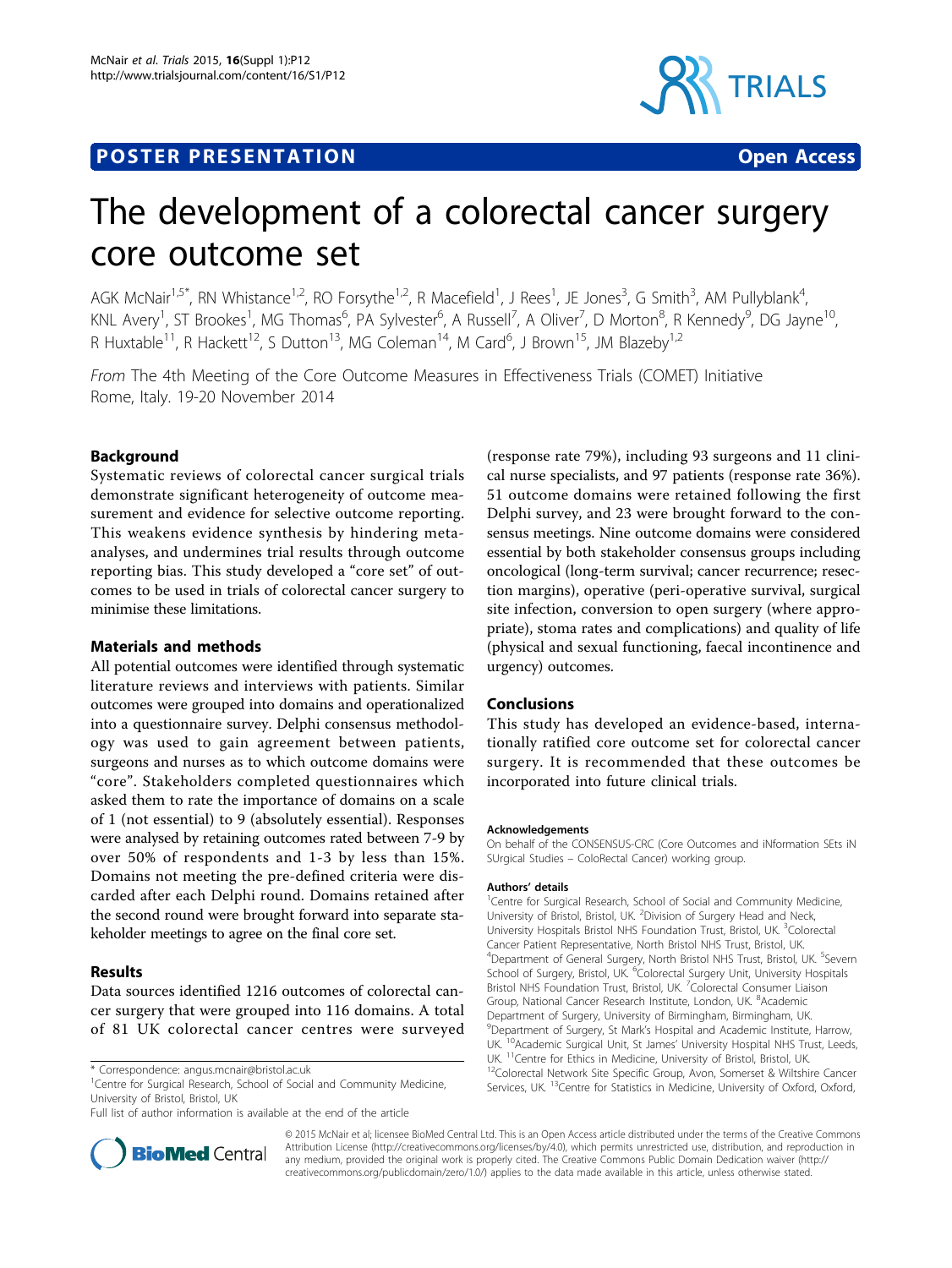POSTER PRESENTATION **Open Access**

# The development of a colorectal cancer surgery core outcome set

AGK McNair[1,5*], RN Whistance[1,2], RO Forsythe[1,2], R Macefield[1], J Rees[1], JE Jones[3], G Smith[3], AM Pullyblank[4], KNL Avery[1], ST Brookes[1], MG Thomas[6], PA Sylvester[6], A Russell[7], A Oliver[7], D Morton[8], R Kennedy[9], DG Jayne[10], R Huxtable[11], R Hackett[12], S Dutton[13], MG Coleman[14], M Card[6], J Brown[15], JM Blazeby[1,2]

*From* The 4th Meeting of the Core Outcome Measures in Effectiveness Trials (COMET) Initiative
Rome, Italy. 19-20 November 2014

## Background

Systematic reviews of colorectal cancer surgical trials demonstrate significant heterogeneity of outcome measurement and evidence for selective outcome reporting. This weakens evidence synthesis by hindering meta-analyses, and undermines trial results through outcome reporting bias. This study developed a "core set" of outcomes to be used in trials of colorectal cancer surgery to minimise these limitations.

## Materials and methods

All potential outcomes were identified through systematic literature reviews and interviews with patients. Similar outcomes were grouped into domains and operationalized into a questionnaire survey. Delphi consensus methodology was used to gain agreement between patients, surgeons and nurses as to which outcome domains were "core". Stakeholders completed questionnaires which asked them to rate the importance of domains on a scale of 1 (not essential) to 9 (absolutely essential). Responses were analysed by retaining outcomes rated between 7-9 by over 50% of respondents and 1-3 by less than 15%. Domains not meeting the pre-defined criteria were discarded after each Delphi round. Domains retained after the second round were brought forward into separate stakeholder meetings to agree on the final core set.

## Results

Data sources identified 1216 outcomes of colorectal cancer surgery that were grouped into 116 domains. A total of 81 UK colorectal cancer centres were surveyed (response rate 79%), including 93 surgeons and 11 clinical nurse specialists, and 97 patients (response rate 36%). 51 outcome domains were retained following the first Delphi survey, and 23 were brought forward to the consensus meetings. Nine outcome domains were considered essential by both stakeholder consensus groups including oncological (long-term survival; cancer recurrence; resection margins), operative (peri-operative survival, surgical site infection, conversion to open surgery (where appropriate), stoma rates and complications) and quality of life (physical and sexual functioning, faecal incontinence and urgency) outcomes.

## Conclusions

This study has developed an evidence-based, internationally ratified core outcome set for colorectal cancer surgery. It is recommended that these outcomes be incorporated into future clinical trials.

#### Acknowledgements

On behalf of the CONSENSUS-CRC (Core Outcomes and iNformation SEts iN SUrgical Studies – ColoRectal Cancer) working group.

#### Authors' details

[1]Centre for Surgical Research, School of Social and Community Medicine, University of Bristol, Bristol, UK. [2]Division of Surgery Head and Neck, University Hospitals Bristol NHS Foundation Trust, Bristol, UK. [3]Colorectal Cancer Patient Representative, North Bristol NHS Trust, Bristol, UK. [4]Department of General Surgery, North Bristol NHS Trust, Bristol, UK. [5]Severn School of Surgery, Bristol, UK. [6]Colorectal Surgery Unit, University Hospitals Bristol NHS Foundation Trust, Bristol, UK. [7]Colorectal Consumer Liaison Group, National Cancer Research Institute, London, UK. [8]Academic Department of Surgery, University of Birmingham, Birmingham, UK. [9]Department of Surgery, St Mark's Hospital and Academic Institute, Harrow, UK. [10]Academic Surgical Unit, St James' University Hospital NHS Trust, Leeds, UK. [11]Centre for Ethics in Medicine, University of Bristol, Bristol, UK. [12]Colorectal Network Site Specific Group, Avon, Somerset & Wiltshire Cancer Services, UK. [13]Centre for Statistics in Medicine, University of Oxford, Oxford,

\* Correspondence: angus.mcnair@bristol.ac.uk
[1]Centre for Surgical Research, School of Social and Community Medicine, University of Bristol, Bristol, UK
Full list of author information is available at the end of the article

© 2015 McNair et al; licensee BioMed Central Ltd. This is an Open Access article distributed under the terms of the Creative Commons Attribution License (http://creativecommons.org/licenses/by/4.0), which permits unrestricted use, distribution, and reproduction in any medium, provided the original work is properly cited. The Creative Commons Public Domain Dedication waiver (http://creativecommons.org/publicdomain/zero/1.0/) applies to the data made available in this article, unless otherwise stated.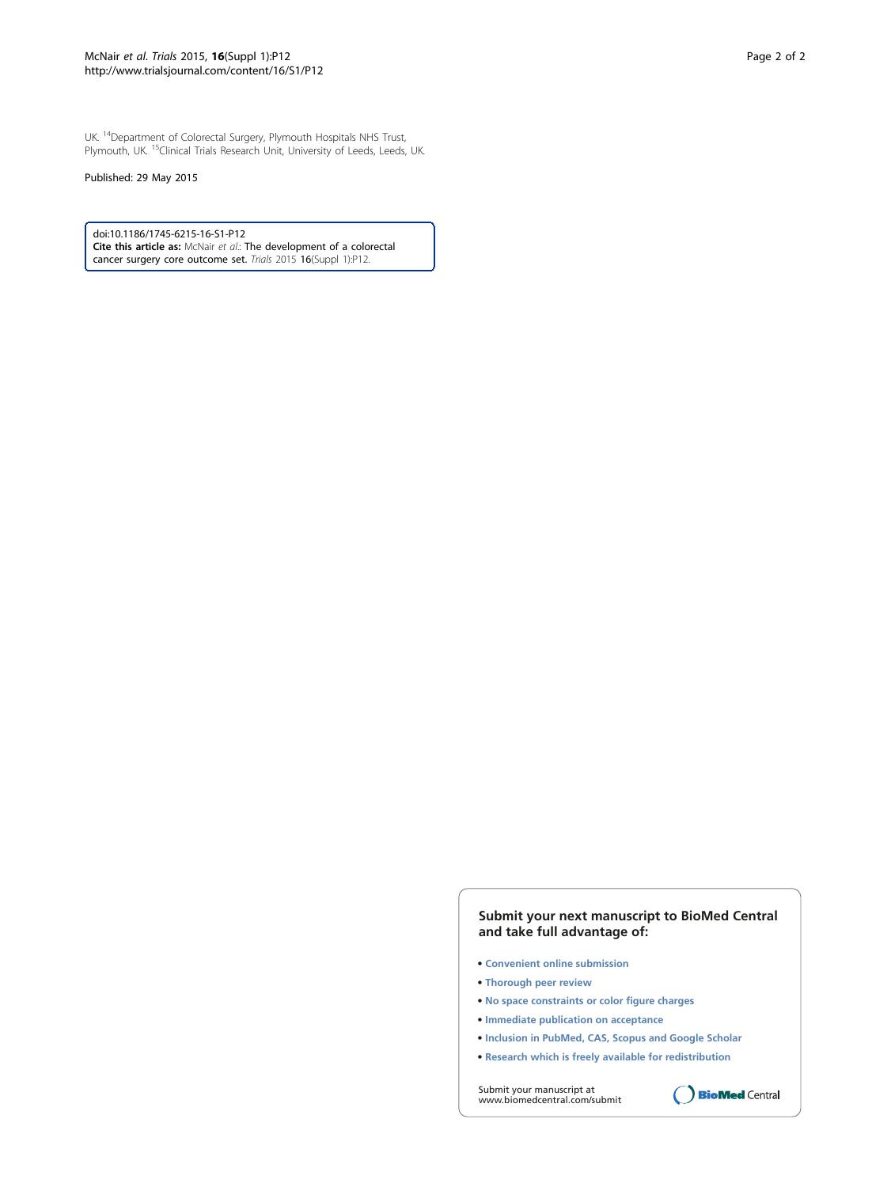UK. [14]Department of Colorectal Surgery, Plymouth Hospitals NHS Trust, Plymouth, UK. [15]Clinical Trials Research Unit, University of Leeds, Leeds, UK.

Published: 29 May 2015

doi:10.1186/1745-6215-16-S1-P12
**Cite this article as:** McNair *et al.*: The development of a colorectal cancer surgery core outcome set. *Trials* 2015 **16**(Suppl 1):P12.

**Submit your next manuscript to BioMed Central and take full advantage of:**

- **Convenient online submission**
- **Thorough peer review**
- **No space constraints or color figure charges**
- **Immediate publication on acceptance**
- **Inclusion in PubMed, CAS, Scopus and Google Scholar**
- **Research which is freely available for redistribution**

Submit your manuscript at
www.biomedcentral.com/submit

BioMed Central